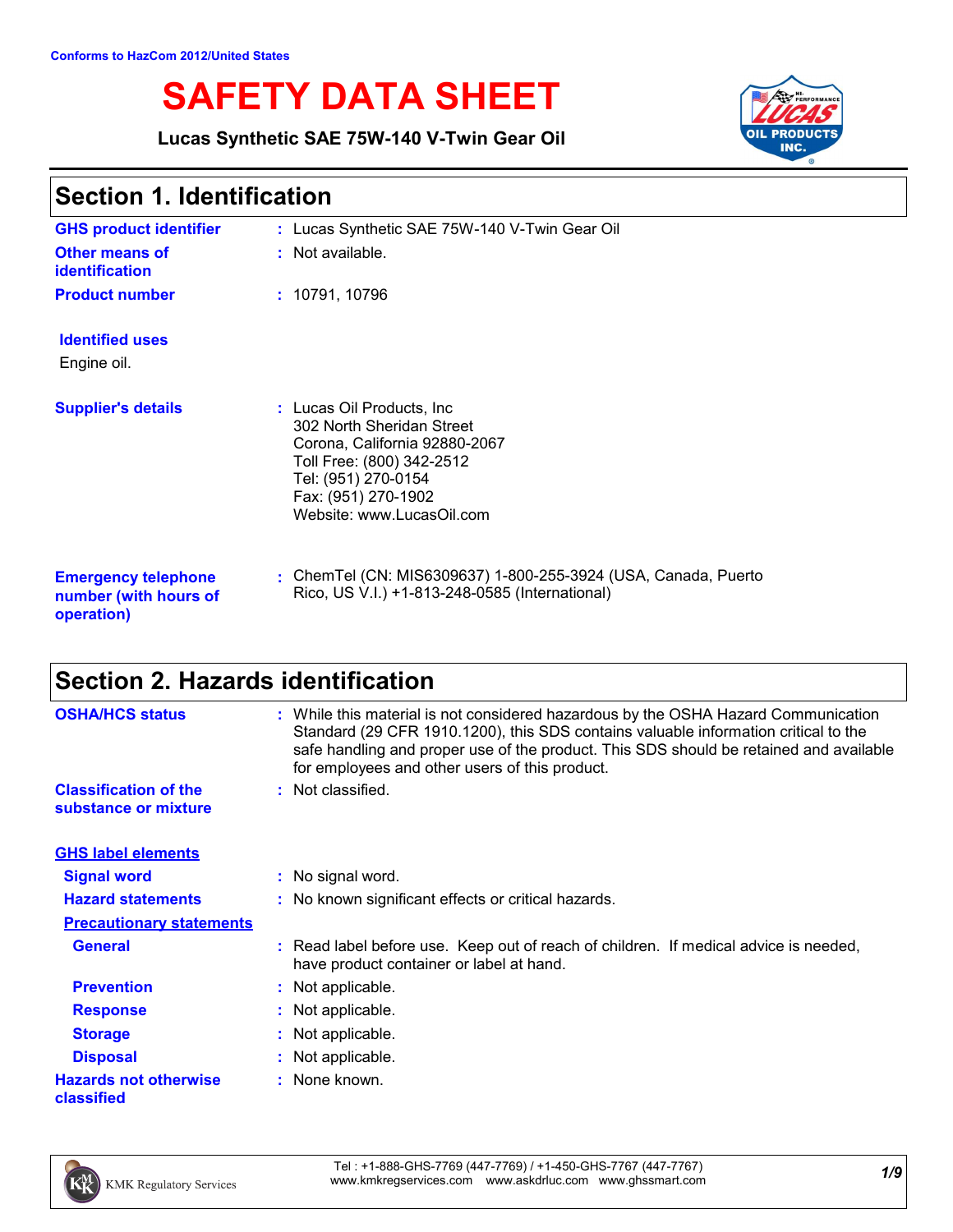Conforms to HazCom 2012/United States

# SAFETY DATA SHEET

**Lucas Synthetic SAE 75W-140 V-Twin Gear Oil**

## Section 1. Identification

**GHS product identifier** : Lucas Synthetic SAE 75W-140 V-Twin Gear Oil

**Other means of identification** : Not available.

**Product number** : 10791, 10796

**Identified uses**

Engine oil.

**Supplier's details** : Lucas Oil Products, Inc
302 North Sheridan Street
Corona, California 92880-2067
Toll Free: (800) 342-2512
Tel: (951) 270-0154
Fax: (951) 270-1902
Website: www.LucasOil.com

**Emergency telephone number (with hours of operation)** : ChemTel (CN: MIS6309637) 1-800-255-3924 (USA, Canada, Puerto Rico, US V.I.) +1-813-248-0585 (International)

## Section 2. Hazards identification

**OSHA/HCS status** : While this material is not considered hazardous by the OSHA Hazard Communication Standard (29 CFR 1910.1200), this SDS contains valuable information critical to the safe handling and proper use of the product. This SDS should be retained and available for employees and other users of this product.

**Classification of the substance or mixture** : Not classified.

**GHS label elements**

**Signal word** : No signal word.

**Hazard statements** : No known significant effects or critical hazards.

**Precautionary statements**

**General** : Read label before use. Keep out of reach of children. If medical advice is needed, have product container or label at hand.

**Prevention** : Not applicable.

**Response** : Not applicable.

**Storage** : Not applicable.

**Disposal** : Not applicable.

**Hazards not otherwise classified** : None known.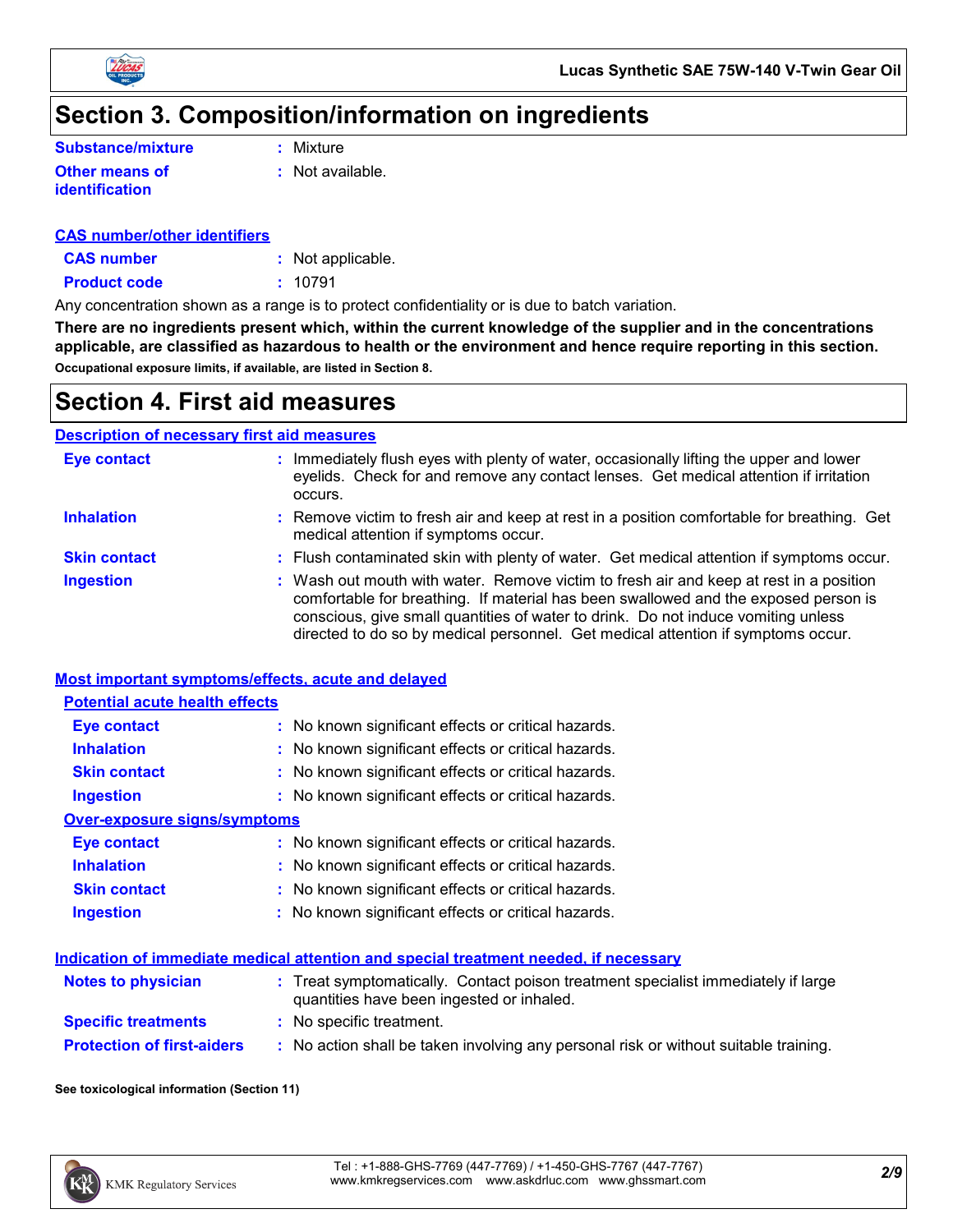## Section 3. Composition/information on ingredients

**Substance/mixture** : Mixture

**Other means of identification** : Not available.

**CAS number/other identifiers**

**CAS number** : Not applicable.

**Product code** : 10791

Any concentration shown as a range is to protect confidentiality or is due to batch variation.

**There are no ingredients present which, within the current knowledge of the supplier and in the concentrations applicable, are classified as hazardous to health or the environment and hence require reporting in this section.**

**Occupational exposure limits, if available, are listed in Section 8.**

## Section 4. First aid measures

**Description of necessary first aid measures**

**Eye contact** : Immediately flush eyes with plenty of water, occasionally lifting the upper and lower eyelids. Check for and remove any contact lenses. Get medical attention if irritation occurs.

**Inhalation** : Remove victim to fresh air and keep at rest in a position comfortable for breathing. Get medical attention if symptoms occur.

**Skin contact** : Flush contaminated skin with plenty of water. Get medical attention if symptoms occur.

**Ingestion** : Wash out mouth with water. Remove victim to fresh air and keep at rest in a position comfortable for breathing. If material has been swallowed and the exposed person is conscious, give small quantities of water to drink. Do not induce vomiting unless directed to do so by medical personnel. Get medical attention if symptoms occur.

**Most important symptoms/effects, acute and delayed**

**Potential acute health effects**

**Eye contact** : No known significant effects or critical hazards.

**Inhalation** : No known significant effects or critical hazards.

**Skin contact** : No known significant effects or critical hazards.

**Ingestion** : No known significant effects or critical hazards.

**Over-exposure signs/symptoms**

**Eye contact** : No known significant effects or critical hazards.

**Inhalation** : No known significant effects or critical hazards.

**Skin contact** : No known significant effects or critical hazards.

**Ingestion** : No known significant effects or critical hazards.

**Indication of immediate medical attention and special treatment needed, if necessary**

**Notes to physician** : Treat symptomatically. Contact poison treatment specialist immediately if large quantities have been ingested or inhaled.

**Specific treatments** : No specific treatment.

**Protection of first-aiders** : No action shall be taken involving any personal risk or without suitable training.

**See toxicological information (Section 11)**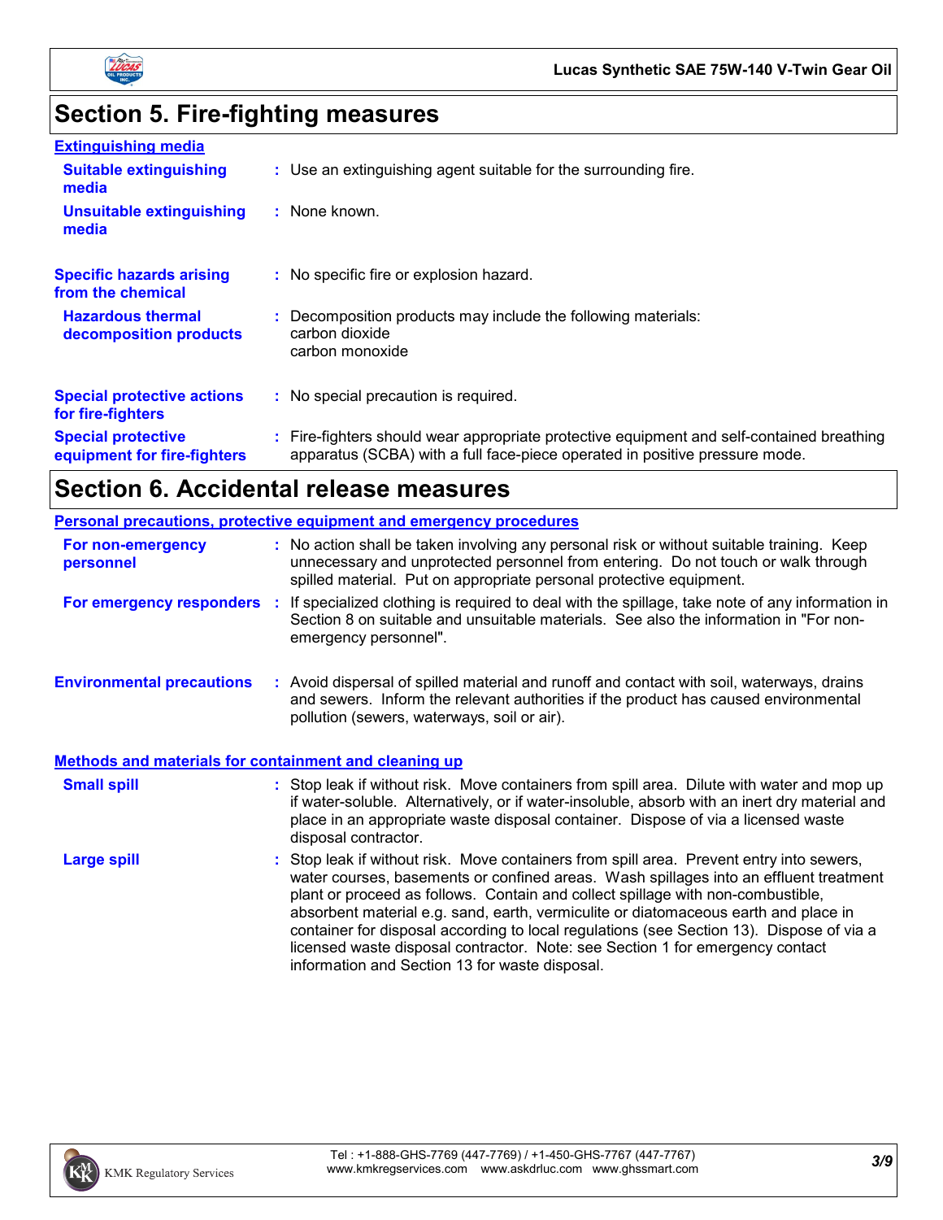## Section 5. Fire-fighting measures

**Extinguishing media**

**Suitable extinguishing media** : Use an extinguishing agent suitable for the surrounding fire.

**Unsuitable extinguishing media** : None known.

**Specific hazards arising from the chemical** : No specific fire or explosion hazard.

**Hazardous thermal decomposition products** : Decomposition products may include the following materials:
carbon dioxide
carbon monoxide

**Special protective actions for fire-fighters** : No special precaution is required.

**Special protective equipment for fire-fighters** : Fire-fighters should wear appropriate protective equipment and self-contained breathing apparatus (SCBA) with a full face-piece operated in positive pressure mode.

## Section 6. Accidental release measures

**Personal precautions, protective equipment and emergency procedures**

**For non-emergency personnel** : No action shall be taken involving any personal risk or without suitable training. Keep unnecessary and unprotected personnel from entering. Do not touch or walk through spilled material. Put on appropriate personal protective equipment.

**For emergency responders** : If specialized clothing is required to deal with the spillage, take note of any information in Section 8 on suitable and unsuitable materials. See also the information in "For non-emergency personnel".

**Environmental precautions** : Avoid dispersal of spilled material and runoff and contact with soil, waterways, drains and sewers. Inform the relevant authorities if the product has caused environmental pollution (sewers, waterways, soil or air).

**Methods and materials for containment and cleaning up**

**Small spill** : Stop leak if without risk. Move containers from spill area. Dilute with water and mop up if water-soluble. Alternatively, or if water-insoluble, absorb with an inert dry material and place in an appropriate waste disposal container. Dispose of via a licensed waste disposal contractor.

**Large spill** : Stop leak if without risk. Move containers from spill area. Prevent entry into sewers, water courses, basements or confined areas. Wash spillages into an effluent treatment plant or proceed as follows. Contain and collect spillage with non-combustible, absorbent material e.g. sand, earth, vermiculite or diatomaceous earth and place in container for disposal according to local regulations (see Section 13). Dispose of via a licensed waste disposal contractor. Note: see Section 1 for emergency contact information and Section 13 for waste disposal.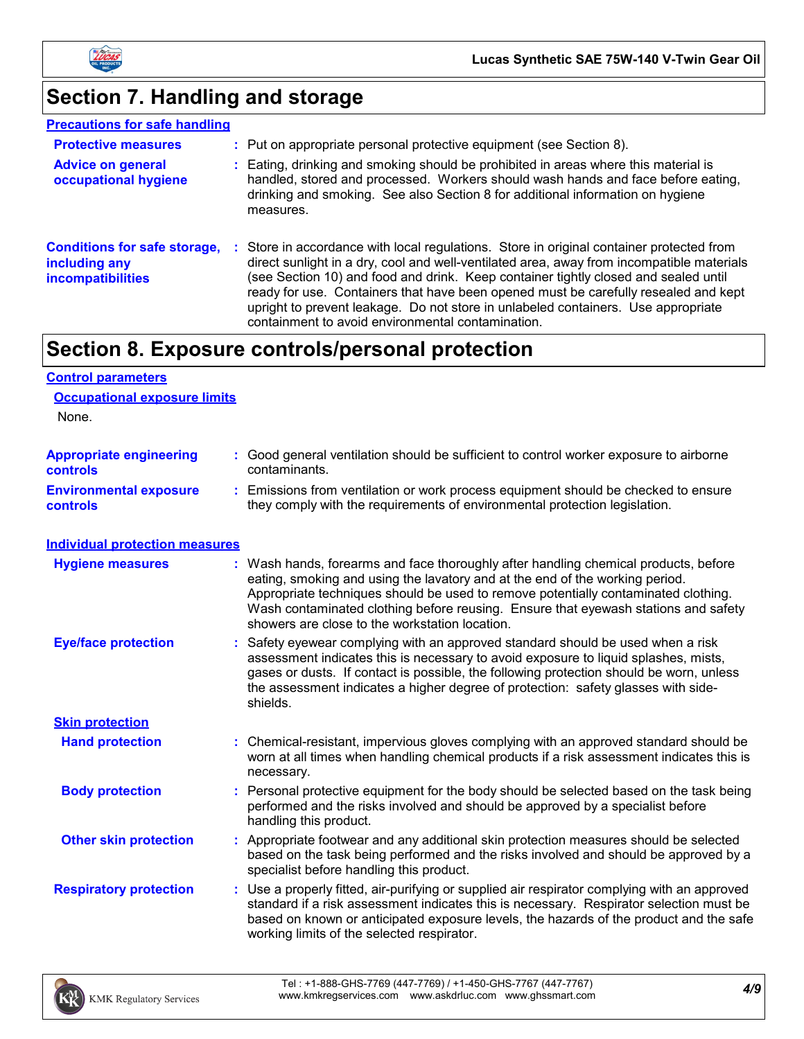# Section 7. Handling and storage

### Precautions for safe handling

**Protective measures** : Put on appropriate personal protective equipment (see Section 8).

**Advice on general occupational hygiene** : Eating, drinking and smoking should be prohibited in areas where this material is handled, stored and processed. Workers should wash hands and face before eating, drinking and smoking. See also Section 8 for additional information on hygiene measures.

**Conditions for safe storage, including any incompatibilities** : Store in accordance with local regulations. Store in original container protected from direct sunlight in a dry, cool and well-ventilated area, away from incompatible materials (see Section 10) and food and drink. Keep container tightly closed and sealed until ready for use. Containers that have been opened must be carefully resealed and kept upright to prevent leakage. Do not store in unlabeled containers. Use appropriate containment to avoid environmental contamination.

# Section 8. Exposure controls/personal protection

### Control parameters

#### Occupational exposure limits

None.

**Appropriate engineering controls** : Good general ventilation should be sufficient to control worker exposure to airborne contaminants.

**Environmental exposure controls** : Emissions from ventilation or work process equipment should be checked to ensure they comply with the requirements of environmental protection legislation.

### Individual protection measures

**Hygiene measures** : Wash hands, forearms and face thoroughly after handling chemical products, before eating, smoking and using the lavatory and at the end of the working period. Appropriate techniques should be used to remove potentially contaminated clothing. Wash contaminated clothing before reusing. Ensure that eyewash stations and safety showers are close to the workstation location.

**Eye/face protection** : Safety eyewear complying with an approved standard should be used when a risk assessment indicates this is necessary to avoid exposure to liquid splashes, mists, gases or dusts. If contact is possible, the following protection should be worn, unless the assessment indicates a higher degree of protection: safety glasses with side-shields.

#### Skin protection

**Hand protection** : Chemical-resistant, impervious gloves complying with an approved standard should be worn at all times when handling chemical products if a risk assessment indicates this is necessary.

**Body protection** : Personal protective equipment for the body should be selected based on the task being performed and the risks involved and should be approved by a specialist before handling this product.

**Other skin protection** : Appropriate footwear and any additional skin protection measures should be selected based on the task being performed and the risks involved and should be approved by a specialist before handling this product.

**Respiratory protection** : Use a properly fitted, air-purifying or supplied air respirator complying with an approved standard if a risk assessment indicates this is necessary. Respirator selection must be based on known or anticipated exposure levels, the hazards of the product and the safe working limits of the selected respirator.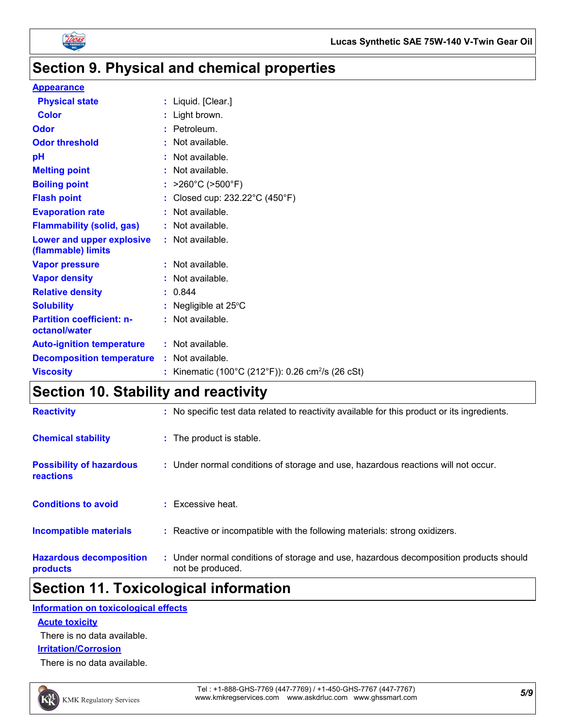## Section 9. Physical and chemical properties

**Appearance**

| | |
|---|---|
| **Physical state** | Liquid. [Clear.] |
| **Color** | Light brown. |
| **Odor** | Petroleum. |
| **Odor threshold** | Not available. |
| **pH** | Not available. |
| **Melting point** | Not available. |
| **Boiling point** | >260°C (>500°F) |
| **Flash point** | Closed cup: 232.22°C (450°F) |
| **Evaporation rate** | Not available. |
| **Flammability (solid, gas)** | Not available. |
| **Lower and upper explosive (flammable) limits** | Not available. |
| **Vapor pressure** | Not available. |
| **Vapor density** | Not available. |
| **Relative density** | 0.844 |
| **Solubility** | Negligible at 25°C |
| **Partition coefficient: n-octanol/water** | Not available. |
| **Auto-ignition temperature** | Not available. |
| **Decomposition temperature** | Not available. |
| **Viscosity** | Kinematic (100°C (212°F)): 0.26 $cm^2/s$ (26 cSt) |

## Section 10. Stability and reactivity

| | |
|---|---|
| **Reactivity** | No specific test data related to reactivity available for this product or its ingredients. |
| **Chemical stability** | The product is stable. |
| **Possibility of hazardous reactions** | Under normal conditions of storage and use, hazardous reactions will not occur. |
| **Conditions to avoid** | Excessive heat. |
| **Incompatible materials** | Reactive or incompatible with the following materials: strong oxidizers. |
| **Hazardous decomposition products** | Under normal conditions of storage and use, hazardous decomposition products should not be produced. |

## Section 11. Toxicological information

**Information on toxicological effects**

**Acute toxicity**

There is no data available.

**Irritation/Corrosion**

There is no data available.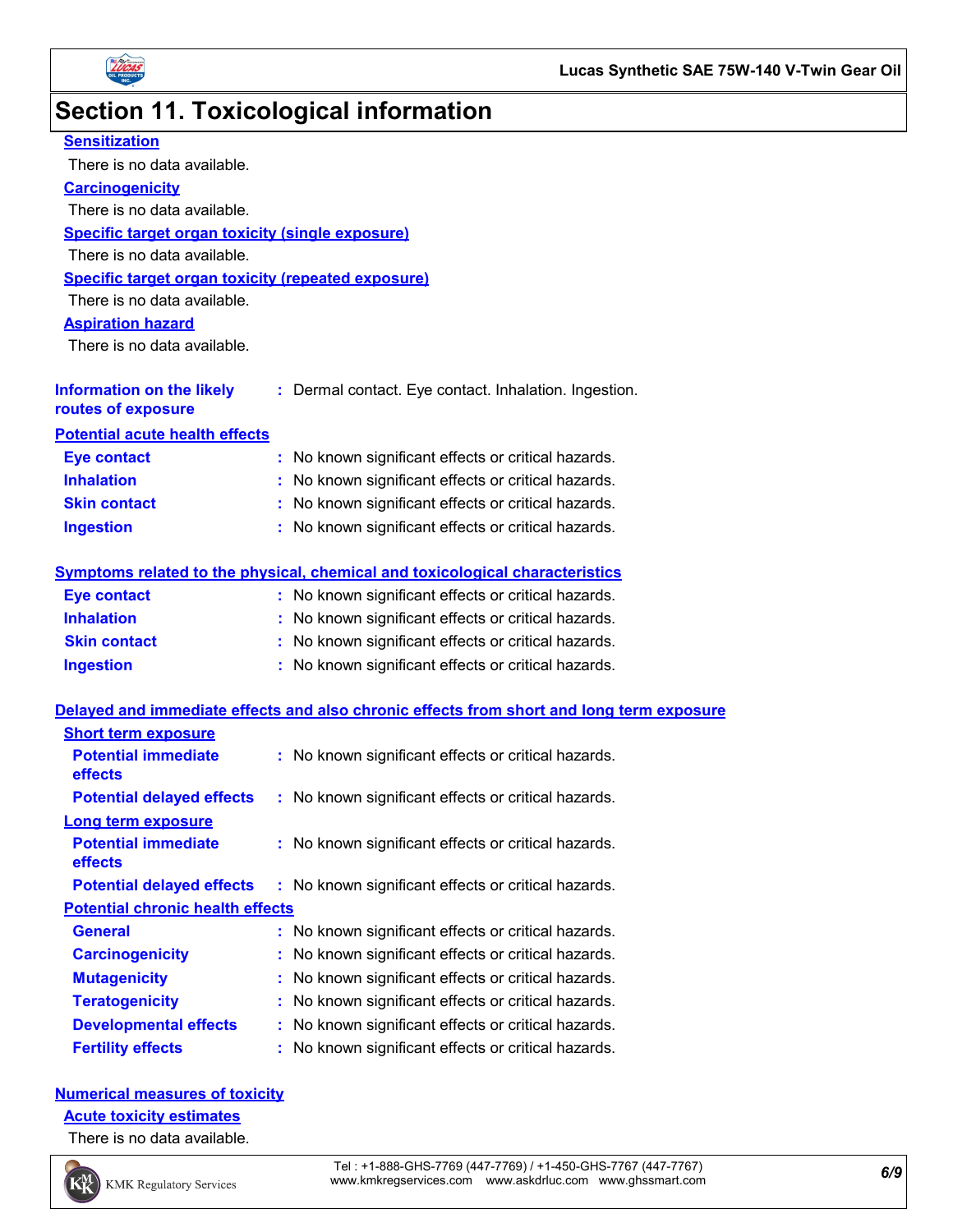## Section 11. Toxicological information

**Sensitization**

There is no data available.

**Carcinogenicity**

There is no data available.

**Specific target organ toxicity (single exposure)**

There is no data available.

**Specific target organ toxicity (repeated exposure)**

There is no data available.

**Aspiration hazard**

There is no data available.

**Information on the likely routes of exposure** : Dermal contact. Eye contact. Inhalation. Ingestion.

**Potential acute health effects**

**Eye contact** : No known significant effects or critical hazards.
**Inhalation** : No known significant effects or critical hazards.
**Skin contact** : No known significant effects or critical hazards.
**Ingestion** : No known significant effects or critical hazards.

**Symptoms related to the physical, chemical and toxicological characteristics**

**Eye contact** : No known significant effects or critical hazards.
**Inhalation** : No known significant effects or critical hazards.
**Skin contact** : No known significant effects or critical hazards.
**Ingestion** : No known significant effects or critical hazards.

**Delayed and immediate effects and also chronic effects from short and long term exposure**

**Short term exposure**

**Potential immediate effects** : No known significant effects or critical hazards.
**Potential delayed effects** : No known significant effects or critical hazards.

**Long term exposure**

**Potential immediate effects** : No known significant effects or critical hazards.
**Potential delayed effects** : No known significant effects or critical hazards.

**Potential chronic health effects**

**General** : No known significant effects or critical hazards.
**Carcinogenicity** : No known significant effects or critical hazards.
**Mutagenicity** : No known significant effects or critical hazards.
**Teratogenicity** : No known significant effects or critical hazards.
**Developmental effects** : No known significant effects or critical hazards.
**Fertility effects** : No known significant effects or critical hazards.

**Numerical measures of toxicity**

**Acute toxicity estimates**

There is no data available.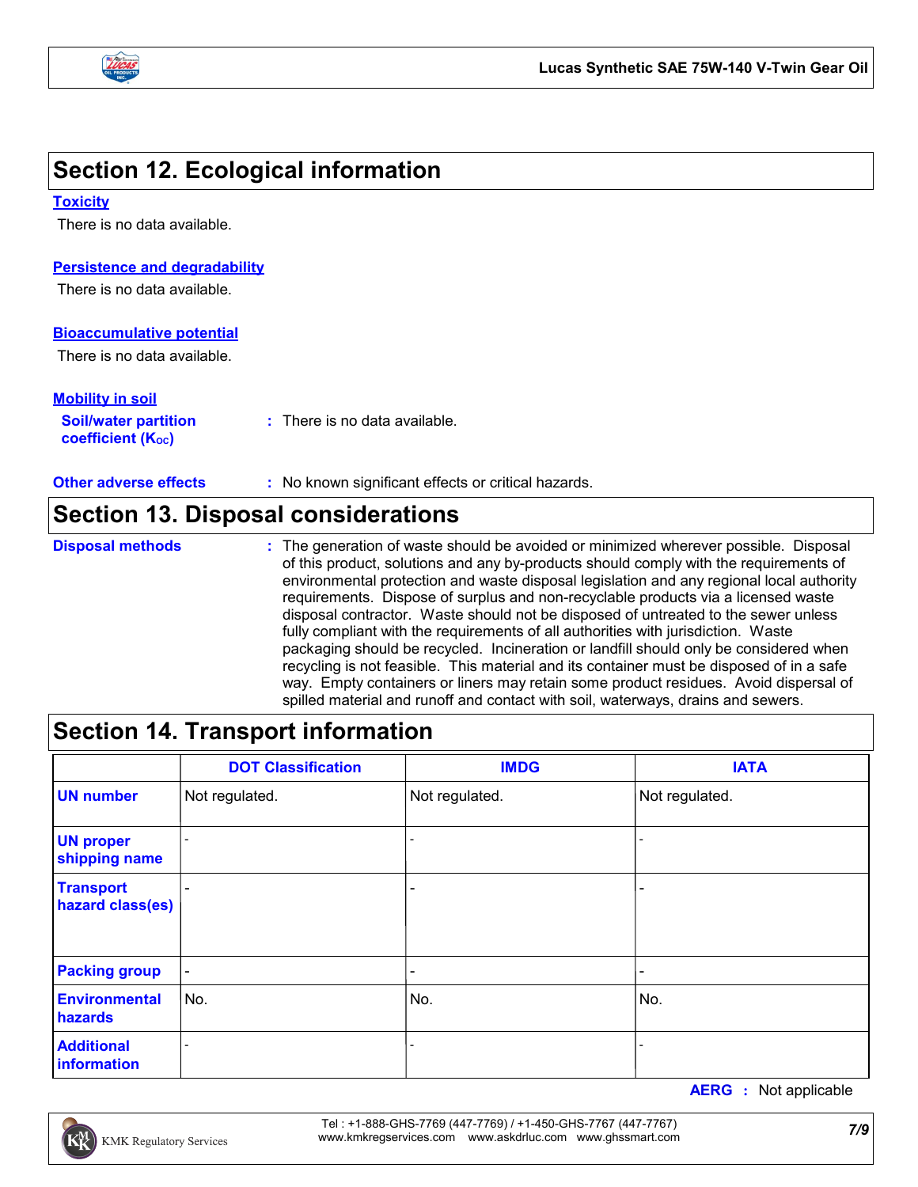## Section 12. Ecological information

### Toxicity

There is no data available.

### Persistence and degradability

There is no data available.

### Bioaccumulative potential

There is no data available.

### Mobility in soil

**Soil/water partition coefficient ($K_{OC}$)** : There is no data available.

**Other adverse effects** : No known significant effects or critical hazards.

## Section 13. Disposal considerations

**Disposal methods** : The generation of waste should be avoided or minimized wherever possible. Disposal of this product, solutions and any by-products should comply with the requirements of environmental protection and waste disposal legislation and any regional local authority requirements. Dispose of surplus and non-recyclable products via a licensed waste disposal contractor. Waste should not be disposed of untreated to the sewer unless fully compliant with the requirements of all authorities with jurisdiction. Waste packaging should be recycled. Incineration or landfill should only be considered when recycling is not feasible. This material and its container must be disposed of in a safe way. Empty containers or liners may retain some product residues. Avoid dispersal of spilled material and runoff and contact with soil, waterways, drains and sewers.

## Section 14. Transport information

| | DOT Classification | IMDG | IATA |
|---|---|---|---|
| UN number | Not regulated. | Not regulated. | Not regulated. |
| UN proper shipping name | - | - | - |
| Transport hazard class(es) | - | - | - |
| Packing group | - | - | - |
| Environmental hazards | No. | No. | No. |
| Additional information | - | - | - |

**AERG** : Not applicable

Tel : +1-888-GHS-7769 (447-7769) / +1-450-GHS-7767 (447-7767)
www.kmkregservices.com www.askdrluc.com www.ghssmart.com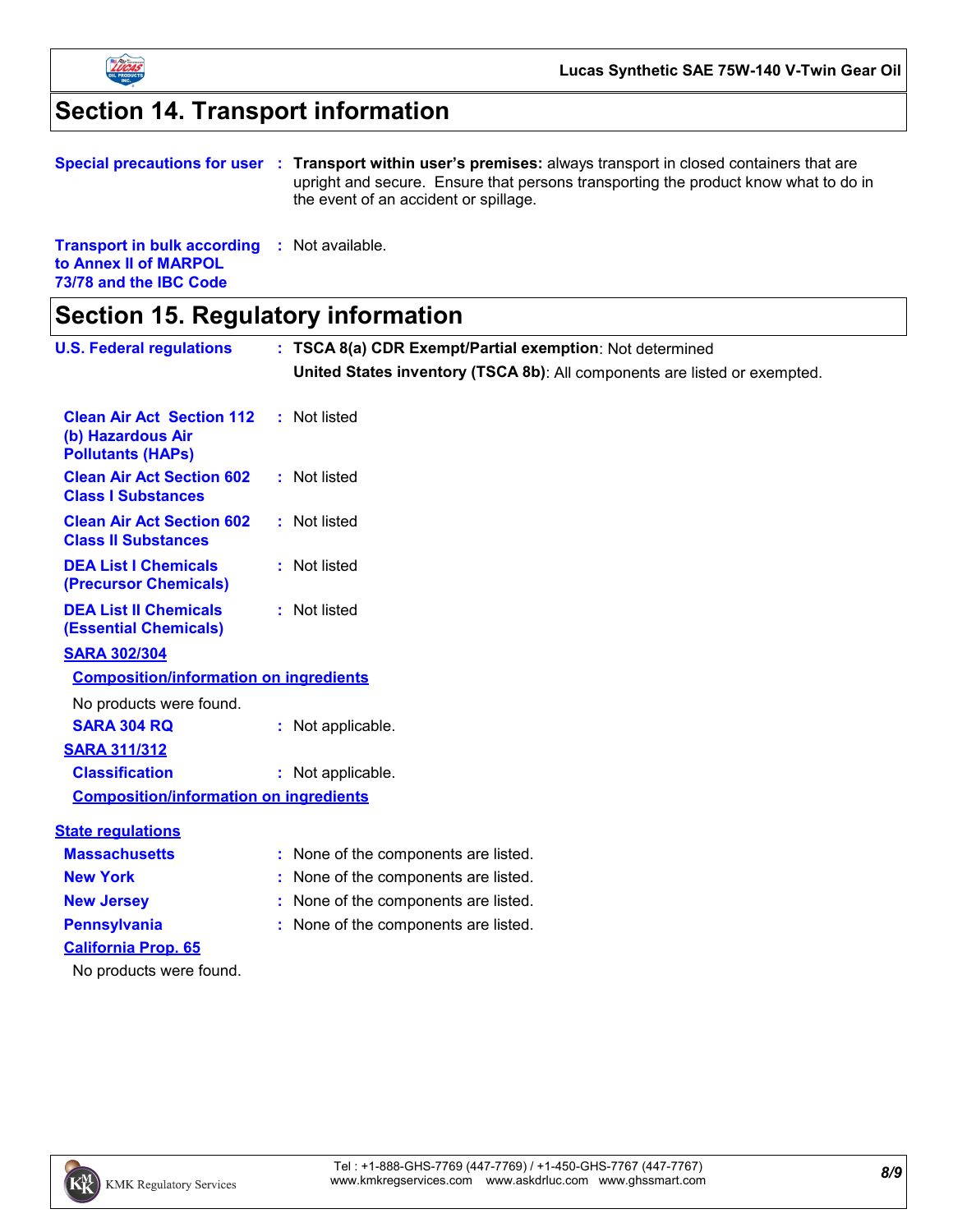## Section 14. Transport information

**Special precautions for user** : **Transport within user's premises:** always transport in closed containers that are upright and secure. Ensure that persons transporting the product know what to do in the event of an accident or spillage.

**Transport in bulk according to Annex II of MARPOL 73/78 and the IBC Code** : Not available.

## Section 15. Regulatory information

**U.S. Federal regulations** : **TSCA 8(a) CDR Exempt/Partial exemption**: Not determined

**United States inventory (TSCA 8b)**: All components are listed or exempted.

**Clean Air Act Section 112 (b) Hazardous Air Pollutants (HAPs)** : Not listed

**Clean Air Act Section 602 Class I Substances** : Not listed

**Clean Air Act Section 602 Class II Substances** : Not listed

**DEA List I Chemicals (Precursor Chemicals)** : Not listed

**DEA List II Chemicals (Essential Chemicals)** : Not listed

**SARA 302/304**

**Composition/information on ingredients**

No products were found.

**SARA 304 RQ** : Not applicable.

**SARA 311/312**

**Classification** : Not applicable.

**Composition/information on ingredients**

**State regulations**

**Massachusetts** : None of the components are listed.

**New York** : None of the components are listed.

**New Jersey** : None of the components are listed.

**Pennsylvania** : None of the components are listed.

**California Prop. 65**

No products were found.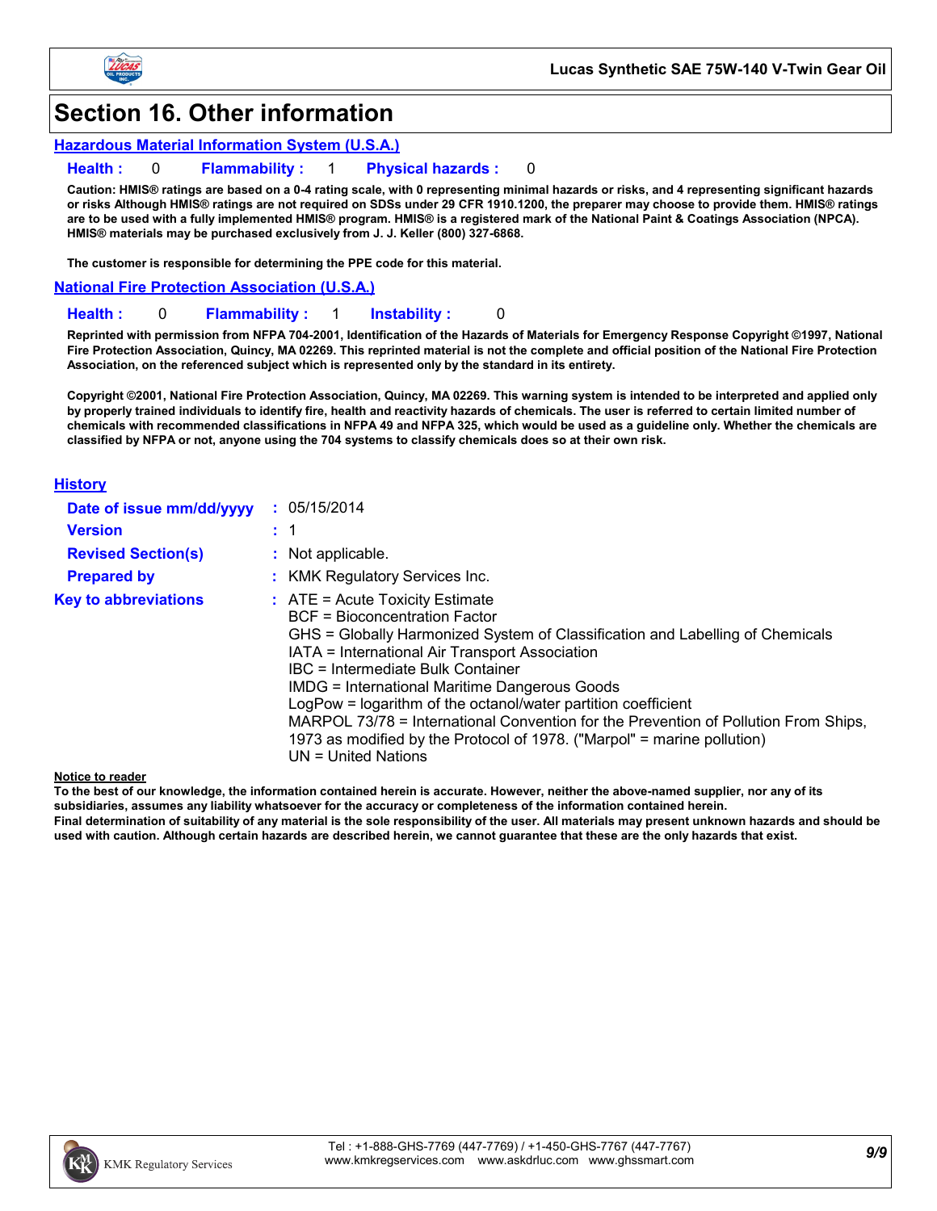# Section 16. Other information

### Hazardous Material Information System (U.S.A.)

**Health :** 0 **Flammability :** 1 **Physical hazards :** 0

**Caution: HMIS® ratings are based on a 0-4 rating scale, with 0 representing minimal hazards or risks, and 4 representing significant hazards or risks Although HMIS® ratings are not required on SDSs under 29 CFR 1910.1200, the preparer may choose to provide them. HMIS® ratings are to be used with a fully implemented HMIS® program. HMIS® is a registered mark of the National Paint & Coatings Association (NPCA). HMIS® materials may be purchased exclusively from J. J. Keller (800) 327-6868.**

**The customer is responsible for determining the PPE code for this material.**

### National Fire Protection Association (U.S.A.)

**Health :** 0 **Flammability :** 1 **Instability :** 0

**Reprinted with permission from NFPA 704-2001, Identification of the Hazards of Materials for Emergency Response Copyright ©1997, National Fire Protection Association, Quincy, MA 02269. This reprinted material is not the complete and official position of the National Fire Protection Association, on the referenced subject which is represented only by the standard in its entirety.**

**Copyright ©2001, National Fire Protection Association, Quincy, MA 02269. This warning system is intended to be interpreted and applied only by properly trained individuals to identify fire, health and reactivity hazards of chemicals. The user is referred to certain limited number of chemicals with recommended classifications in NFPA 49 and NFPA 325, which would be used as a guideline only. Whether the chemicals are classified by NFPA or not, anyone using the 704 systems to classify chemicals does so at their own risk.**

### History

**Date of issue mm/dd/yyyy** : 05/15/2014

**Version** : 1

**Revised Section(s)** : Not applicable.

**Prepared by** : KMK Regulatory Services Inc.

**Key to abbreviations** :
ATE = Acute Toxicity Estimate
BCF = Bioconcentration Factor
GHS = Globally Harmonized System of Classification and Labelling of Chemicals
IATA = International Air Transport Association
IBC = Intermediate Bulk Container
IMDG = International Maritime Dangerous Goods
LogPow = logarithm of the octanol/water partition coefficient
MARPOL 73/78 = International Convention for the Prevention of Pollution From Ships, 1973 as modified by the Protocol of 1978. ("Marpol" = marine pollution)
UN = United Nations

**Notice to reader**

**To the best of our knowledge, the information contained herein is accurate. However, neither the above-named supplier, nor any of its subsidiaries, assumes any liability whatsoever for the accuracy or completeness of the information contained herein.**
**Final determination of suitability of any material is the sole responsibility of the user. All materials may present unknown hazards and should be used with caution. Although certain hazards are described herein, we cannot guarantee that these are the only hazards that exist.**